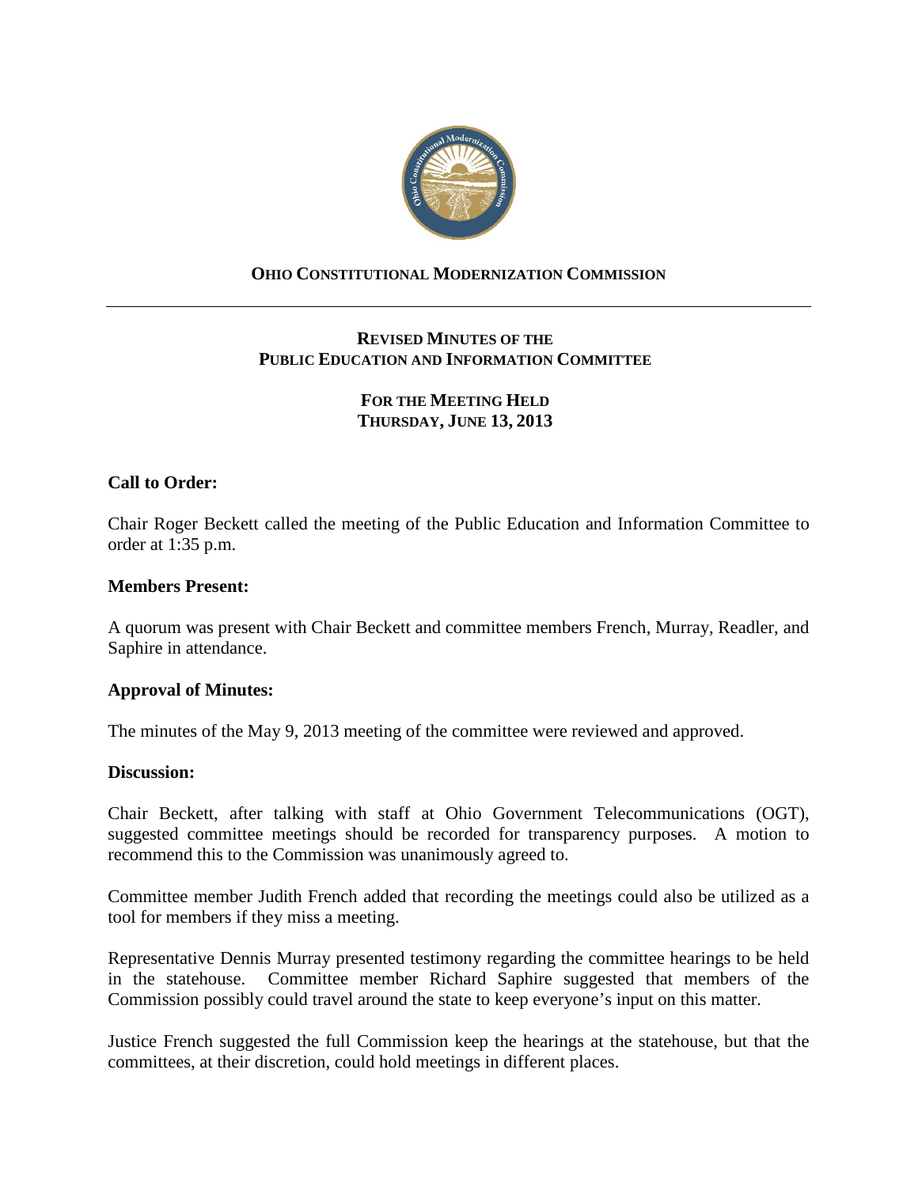**OHIO CONSTITUTIONAL MODERNIZATION COMMISSION**

---

**REVISED MINUTES OF THE**
**PUBLIC EDUCATION AND INFORMATION COMMITTEE**

**FOR THE MEETING HELD**
**THURSDAY, JUNE 13, 2013**

**Call to Order:**

Chair Roger Beckett called the meeting of the Public Education and Information Committee to order at 1:35 p.m.

**Members Present:**

A quorum was present with Chair Beckett and committee members French, Murray, Readler, and Saphire in attendance.

**Approval of Minutes:**

The minutes of the May 9, 2013 meeting of the committee were reviewed and approved.

**Discussion:**

Chair Beckett, after talking with staff at Ohio Government Telecommunications (OGT), suggested committee meetings should be recorded for transparency purposes. A motion to recommend this to the Commission was unanimously agreed to.

Committee member Judith French added that recording the meetings could also be utilized as a tool for members if they miss a meeting.

Representative Dennis Murray presented testimony regarding the committee hearings to be held in the statehouse. Committee member Richard Saphire suggested that members of the Commission possibly could travel around the state to keep everyone's input on this matter.

Justice French suggested the full Commission keep the hearings at the statehouse, but that the committees, at their discretion, could hold meetings in different places.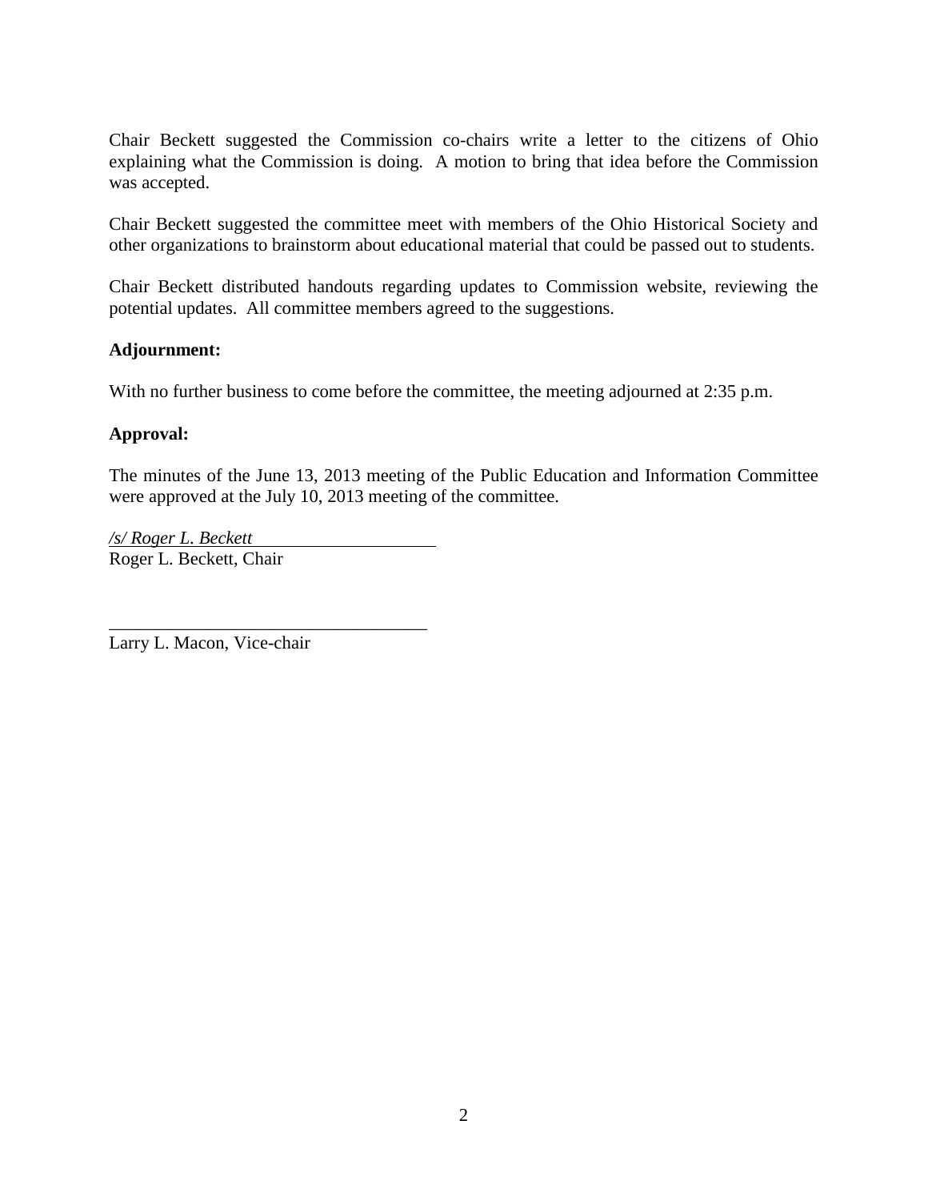Chair Beckett suggested the Commission co-chairs write a letter to the citizens of Ohio explaining what the Commission is doing. A motion to bring that idea before the Commission was accepted.

Chair Beckett suggested the committee meet with members of the Ohio Historical Society and other organizations to brainstorm about educational material that could be passed out to students.

Chair Beckett distributed handouts regarding updates to Commission website, reviewing the potential updates. All committee members agreed to the suggestions.

**Adjournment:**

With no further business to come before the committee, the meeting adjourned at 2:35 p.m.

**Approval:**

The minutes of the June 13, 2013 meeting of the Public Education and Information Committee were approved at the July 10, 2013 meeting of the committee.

*/s/ Roger L. Beckett*
Roger L. Beckett, Chair

___________________________________
Larry L. Macon, Vice-chair